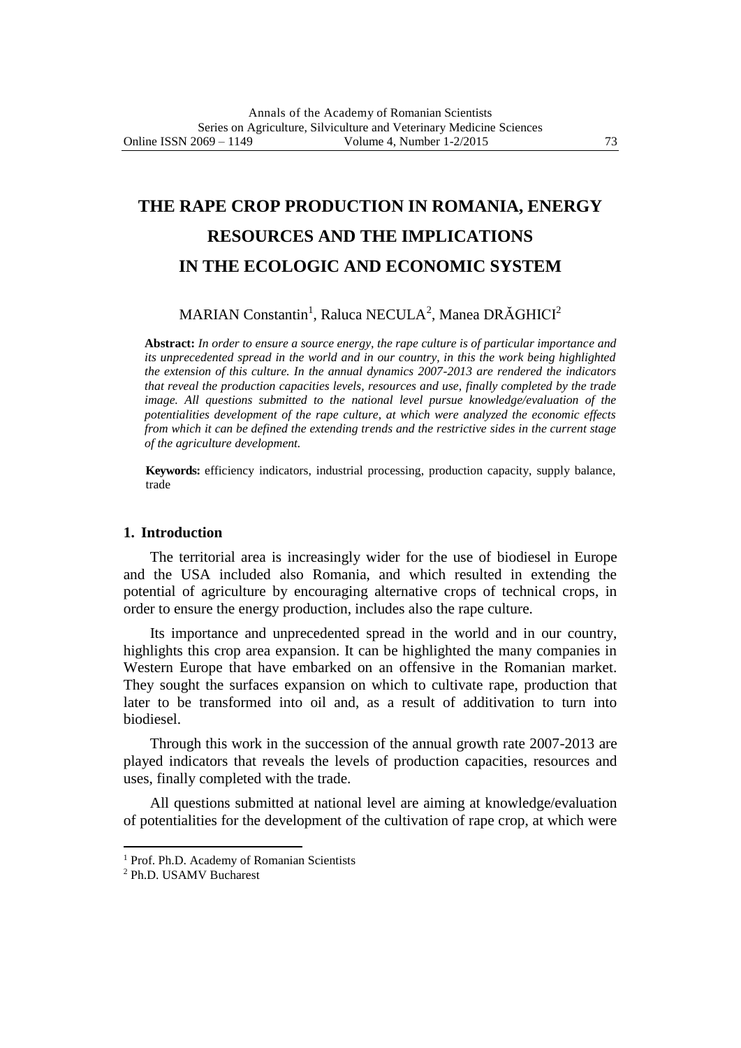# THE RAPE CROP PRODUCTION IN ROMANIA, ENERGY RESOURCES AND THE IMPLICATIONS IN THE ECOLOGIC AND ECONOMIC SYSTEM

MARIAN Constantin[1], Raluca NECULA[2], Manea DRĂGHICI[2]

**Abstract:** *In order to ensure a source energy, the rape culture is of particular importance and its unprecedented spread in the world and in our country, in this the work being highlighted the extension of this culture. In the annual dynamics 2007-2013 are rendered the indicators that reveal the production capacities levels, resources and use, finally completed by the trade image. All questions submitted to the national level pursue knowledge/evaluation of the potentialities development of the rape culture, at which were analyzed the economic effects from which it can be defined the extending trends and the restrictive sides in the current stage of the agriculture development.*

**Keywords:** efficiency indicators, industrial processing, production capacity, supply balance, trade

## 1. Introduction

The territorial area is increasingly wider for the use of biodiesel in Europe and the USA included also Romania, and which resulted in extending the potential of agriculture by encouraging alternative crops of technical crops, in order to ensure the energy production, includes also the rape culture.

Its importance and unprecedented spread in the world and in our country, highlights this crop area expansion. It can be highlighted the many companies in Western Europe that have embarked on an offensive in the Romanian market. They sought the surfaces expansion on which to cultivate rape, production that later to be transformed into oil and, as a result of additivation to turn into biodiesel.

Through this work in the succession of the annual growth rate 2007-2013 are played indicators that reveals the levels of production capacities, resources and uses, finally completed with the trade.

All questions submitted at national level are aiming at knowledge/evaluation of potentialities for the development of the cultivation of rape crop, at which were

---

[1] Prof. Ph.D. Academy of Romanian Scientists

[2] Ph.D. USAMV Bucharest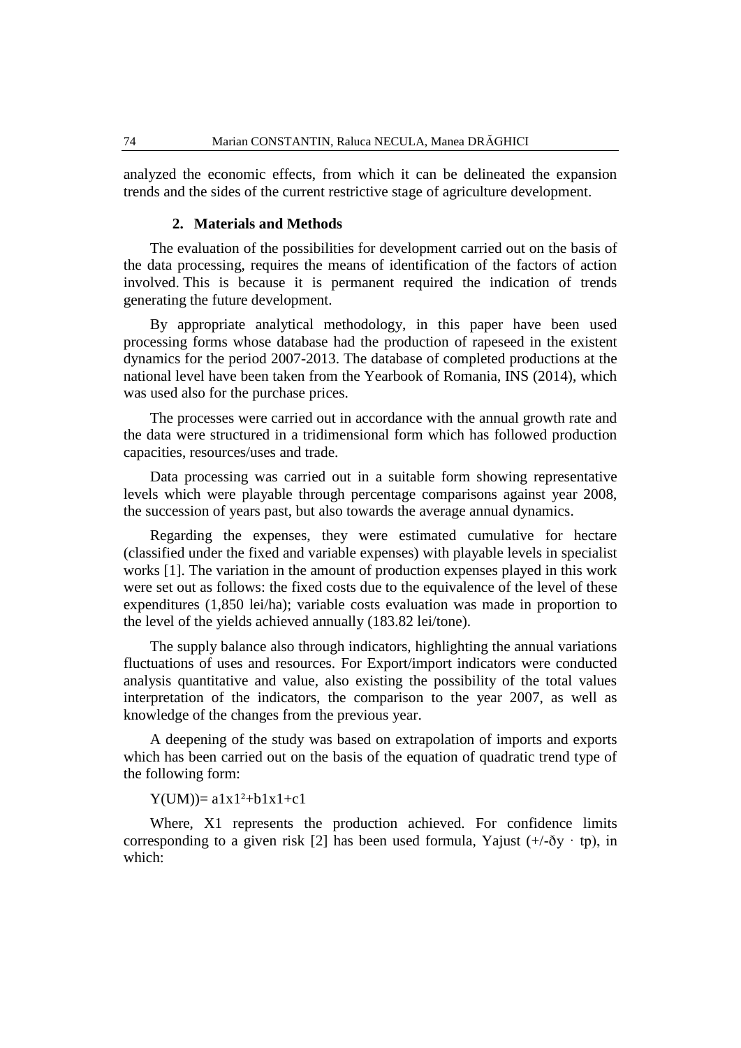analyzed the economic effects, from which it can be delineated the expansion trends and the sides of the current restrictive stage of agriculture development.

## 2. Materials and Methods

The evaluation of the possibilities for development carried out on the basis of the data processing, requires the means of identification of the factors of action involved. This is because it is permanent required the indication of trends generating the future development.

By appropriate analytical methodology, in this paper have been used processing forms whose database had the production of rapeseed in the existent dynamics for the period 2007-2013. The database of completed productions at the national level have been taken from the Yearbook of Romania, INS (2014), which was used also for the purchase prices.

The processes were carried out in accordance with the annual growth rate and the data were structured in a tridimensional form which has followed production capacities, resources/uses and trade.

Data processing was carried out in a suitable form showing representative levels which were playable through percentage comparisons against year 2008, the succession of years past, but also towards the average annual dynamics.

Regarding the expenses, they were estimated cumulative for hectare (classified under the fixed and variable expenses) with playable levels in specialist works [1]. The variation in the amount of production expenses played in this work were set out as follows: the fixed costs due to the equivalence of the level of these expenditures (1,850 lei/ha); variable costs evaluation was made in proportion to the level of the yields achieved annually (183.82 lei/tone).

The supply balance also through indicators, highlighting the annual variations fluctuations of uses and resources. For Export/import indicators were conducted analysis quantitative and value, also existing the possibility of the total values interpretation of the indicators, the comparison to the year 2007, as well as knowledge of the changes from the previous year.

A deepening of the study was based on extrapolation of imports and exports which has been carried out on the basis of the equation of quadratic trend type of the following form:

$$Y(UM)) = a1x1^2 + b1x1 + c1$$

Where, X1 represents the production achieved. For confidence limits corresponding to a given risk [2] has been used formula, Yajust ($+/- \eth y \cdot tp$), in which: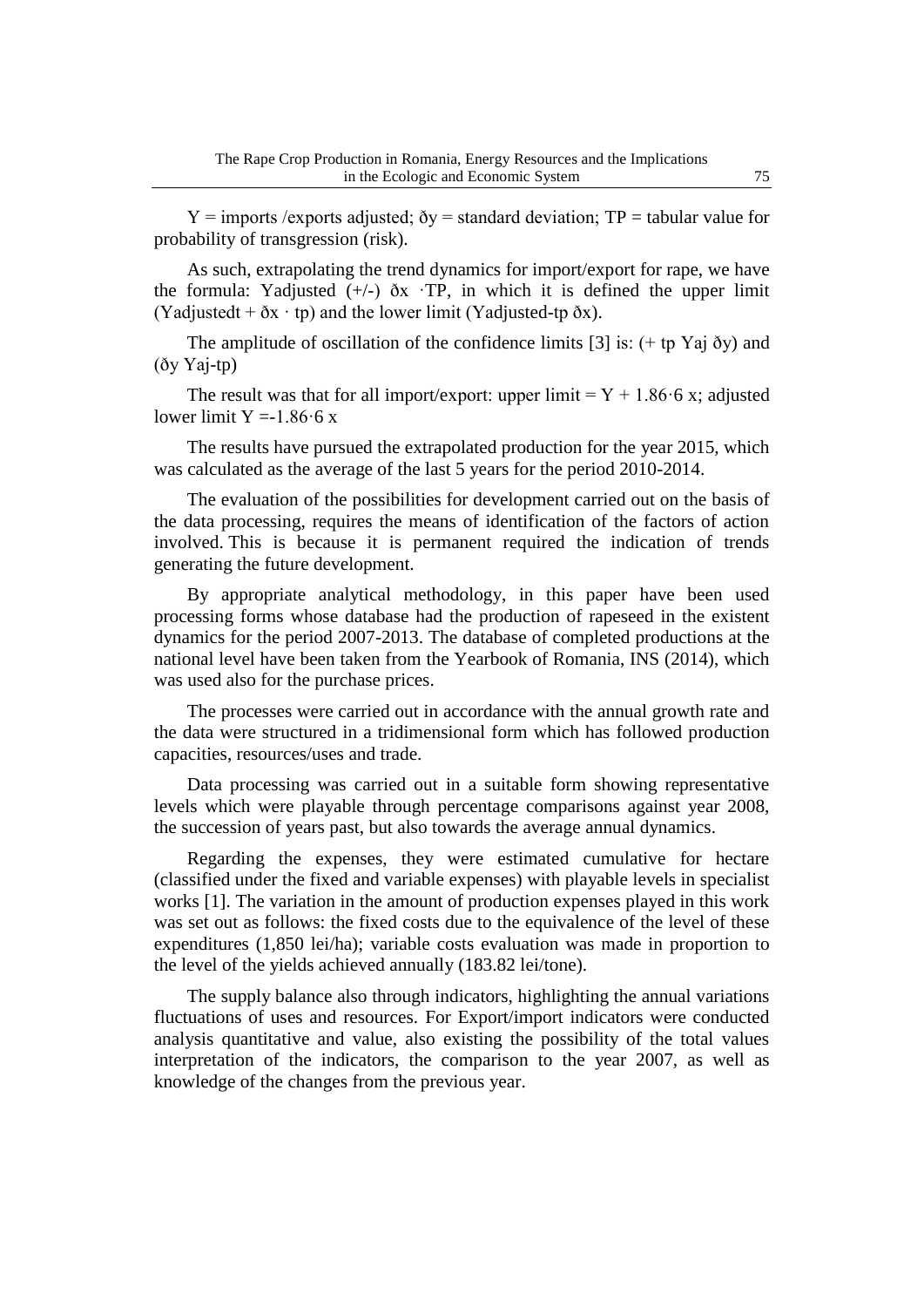Y = imports /exports adjusted; ðy = standard deviation; TP = tabular value for probability of transgression (risk).

As such, extrapolating the trend dynamics for import/export for rape, we have the formula: Yadjusted (+/-) ðx ·TP, in which it is defined the upper limit (Yadjustedt + ðx · tp) and the lower limit (Yadjusted-tp ðx).

The amplitude of oscillation of the confidence limits [3] is: (+ tp Yaj ðy) and (ðy Yaj-tp)

The result was that for all import/export: upper limit = Y + 1.86·6 x; adjusted lower limit Y =-1.86·6 x

The results have pursued the extrapolated production for the year 2015, which was calculated as the average of the last 5 years for the period 2010-2014.

The evaluation of the possibilities for development carried out on the basis of the data processing, requires the means of identification of the factors of action involved. This is because it is permanent required the indication of trends generating the future development.

By appropriate analytical methodology, in this paper have been used processing forms whose database had the production of rapeseed in the existent dynamics for the period 2007-2013. The database of completed productions at the national level have been taken from the Yearbook of Romania, INS (2014), which was used also for the purchase prices.

The processes were carried out in accordance with the annual growth rate and the data were structured in a tridimensional form which has followed production capacities, resources/uses and trade.

Data processing was carried out in a suitable form showing representative levels which were playable through percentage comparisons against year 2008, the succession of years past, but also towards the average annual dynamics.

Regarding the expenses, they were estimated cumulative for hectare (classified under the fixed and variable expenses) with playable levels in specialist works [1]. The variation in the amount of production expenses played in this work was set out as follows: the fixed costs due to the equivalence of the level of these expenditures (1,850 lei/ha); variable costs evaluation was made in proportion to the level of the yields achieved annually (183.82 lei/tone).

The supply balance also through indicators, highlighting the annual variations fluctuations of uses and resources. For Export/import indicators were conducted analysis quantitative and value, also existing the possibility of the total values interpretation of the indicators, the comparison to the year 2007, as well as knowledge of the changes from the previous year.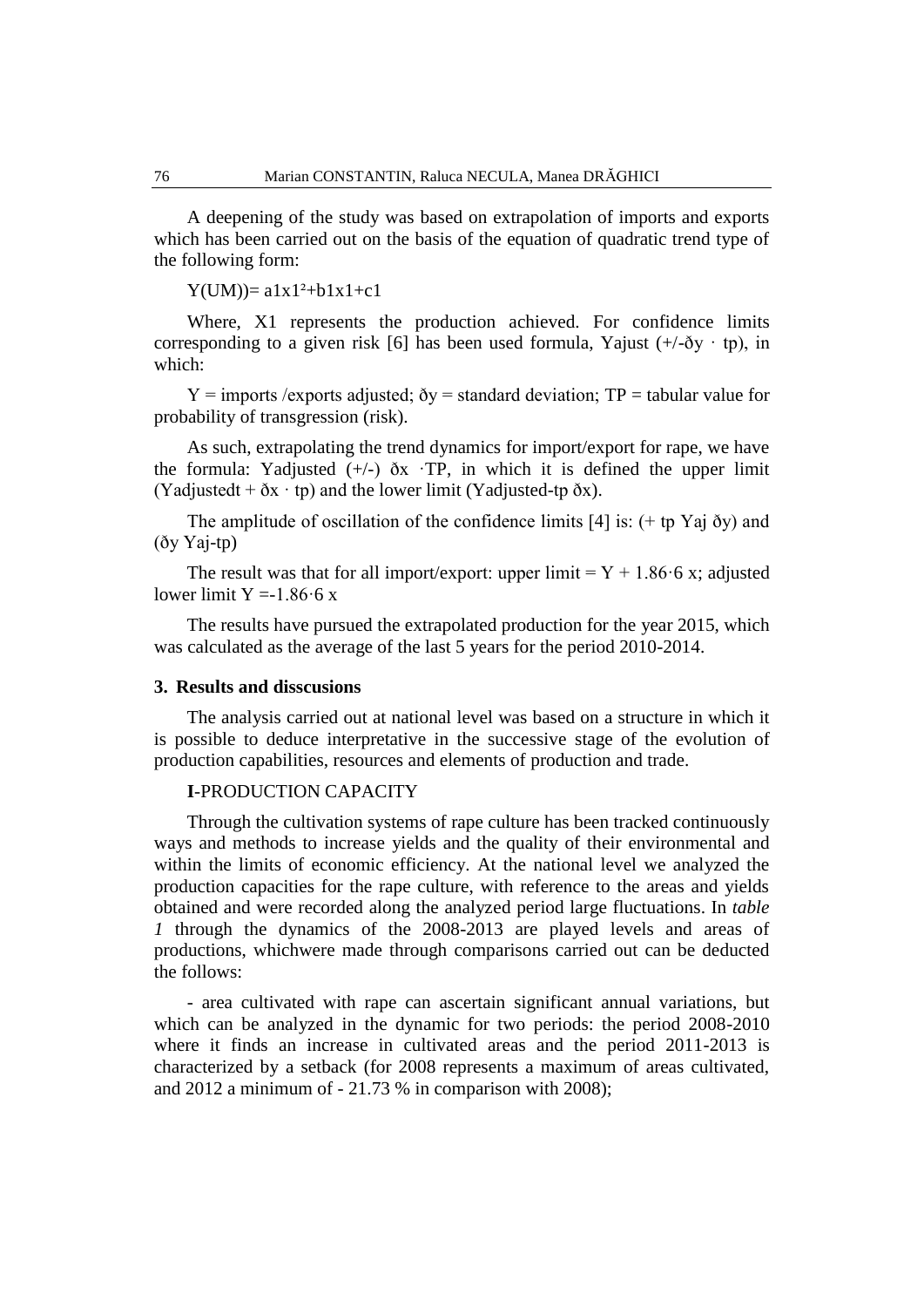A deepening of the study was based on extrapolation of imports and exports which has been carried out on the basis of the equation of quadratic trend type of the following form:

$Y(UM)) = a1x1^2 + b1x1 + c1$

Where, X1 represents the production achieved. For confidence limits corresponding to a given risk [6] has been used formula, Yajust (+/-ðy · tp), in which:

Y = imports /exports adjusted; ðy = standard deviation; TP = tabular value for probability of transgression (risk).

As such, extrapolating the trend dynamics for import/export for rape, we have the formula: Yadjusted (+/-) ðx ·TP, in which it is defined the upper limit (Yadjustedt + ðx · tp) and the lower limit (Yadjusted-tp ðx).

The amplitude of oscillation of the confidence limits [4] is: (+ tp Yaj ðy) and (ðy Yaj-tp)

The result was that for all import/export: upper limit = Y + 1.86·6 x; adjusted lower limit Y =-1.86·6 x

The results have pursued the extrapolated production for the year 2015, which was calculated as the average of the last 5 years for the period 2010-2014.

## 3. Results and disscusions

The analysis carried out at national level was based on a structure in which it is possible to deduce interpretative in the successive stage of the evolution of production capabilities, resources and elements of production and trade.

**I**-PRODUCTION CAPACITY

Through the cultivation systems of rape culture has been tracked continuously ways and methods to increase yields and the quality of their environmental and within the limits of economic efficiency. At the national level we analyzed the production capacities for the rape culture, with reference to the areas and yields obtained and were recorded along the analyzed period large fluctuations. In *table 1* through the dynamics of the 2008-2013 are played levels and areas of productions, whichwere made through comparisons carried out can be deducted the follows:

- area cultivated with rape can ascertain significant annual variations, but which can be analyzed in the dynamic for two periods: the period 2008-2010 where it finds an increase in cultivated areas and the period 2011-2013 is characterized by a setback (for 2008 represents a maximum of areas cultivated, and 2012 a minimum of - 21.73 % in comparison with 2008);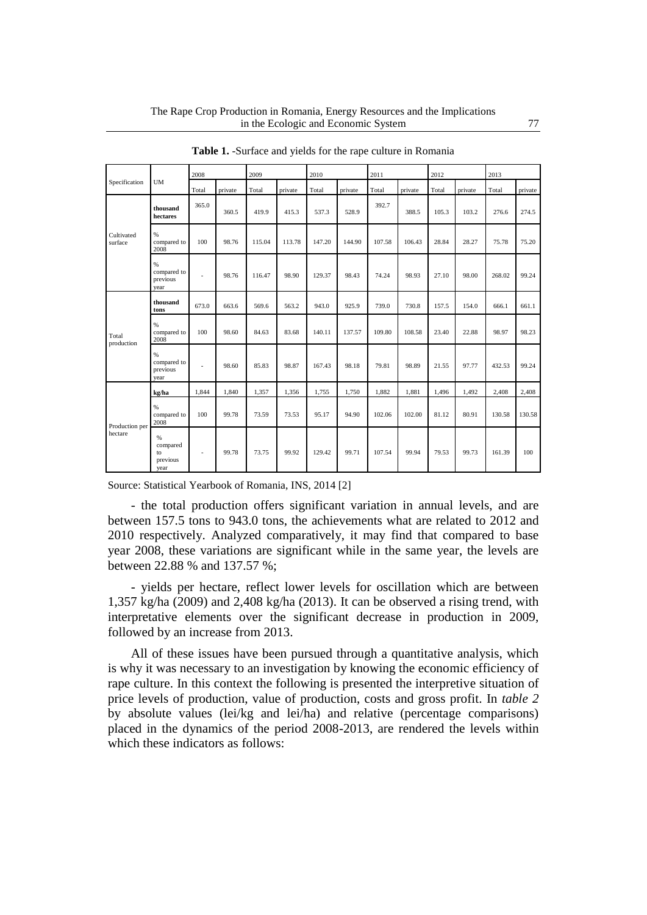**Table 1.** -Surface and yields for the rape culture in Romania

| Specification | UM | 2008 | | 2009 | | 2010 | | 2011 | | 2012 | | 2013 | |
|---|---|---|---|---|---|---|---|---|---|---|---|---|---|
| | | Total | private | Total | private | Total | private | Total | private | Total | private | Total | private |
| Cultivated surface | **thousand hectares** | 365.0 | 360.5 | 419.9 | 415.3 | 537.3 | 528.9 | 392.7 | 388.5 | 105.3 | 103.2 | 276.6 | 274.5 |
| | % compared to 2008 | 100 | 98.76 | 115.04 | 113.78 | 147.20 | 144.90 | 107.58 | 106.43 | 28.84 | 28.27 | 75.78 | 75.20 |
| | % compared to previous year | - | 98.76 | 116.47 | 98.90 | 129.37 | 98.43 | 74.24 | 98.93 | 27.10 | 98.00 | 268.02 | 99.24 |
| Total production | **thousand tons** | 673.0 | 663.6 | 569.6 | 563.2 | 943.0 | 925.9 | 739.0 | 730.8 | 157.5 | 154.0 | 666.1 | 661.1 |
| | % compared to 2008 | 100 | 98.60 | 84.63 | 83.68 | 140.11 | 137.57 | 109.80 | 108.58 | 23.40 | 22.88 | 98.97 | 98.23 |
| | % compared to previous year | - | 98.60 | 85.83 | 98.87 | 167.43 | 98.18 | 79.81 | 98.89 | 21.55 | 97.77 | 432.53 | 99.24 |
| Production per hectare | **kg/ha** | 1,844 | 1,840 | 1,357 | 1,356 | 1,755 | 1,750 | 1,882 | 1,881 | 1,496 | 1,492 | 2,408 | 2,408 |
| | % compared to 2008 | 100 | 99.78 | 73.59 | 73.53 | 95.17 | 94.90 | 102.06 | 102.00 | 81.12 | 80.91 | 130.58 | 130.58 |
| | % compared to previous year | - | 99.78 | 73.75 | 99.92 | 129.42 | 99.71 | 107.54 | 99.94 | 79.53 | 99.73 | 161.39 | 100 |

Source: Statistical Yearbook of Romania, INS, 2014 [2]

- the total production offers significant variation in annual levels, and are between 157.5 tons to 943.0 tons, the achievements what are related to 2012 and 2010 respectively. Analyzed comparatively, it may find that compared to base year 2008, these variations are significant while in the same year, the levels are between 22.88 % and 137.57 %;

- yields per hectare, reflect lower levels for oscillation which are between 1,357 kg/ha (2009) and 2,408 kg/ha (2013). It can be observed a rising trend, with interpretative elements over the significant decrease in production in 2009, followed by an increase from 2013.

All of these issues have been pursued through a quantitative analysis, which is why it was necessary to an investigation by knowing the economic efficiency of rape culture. In this context the following is presented the interpretive situation of price levels of production, value of production, costs and gross profit. In *table 2* by absolute values (lei/kg and lei/ha) and relative (percentage comparisons) placed in the dynamics of the period 2008-2013, are rendered the levels within which these indicators as follows: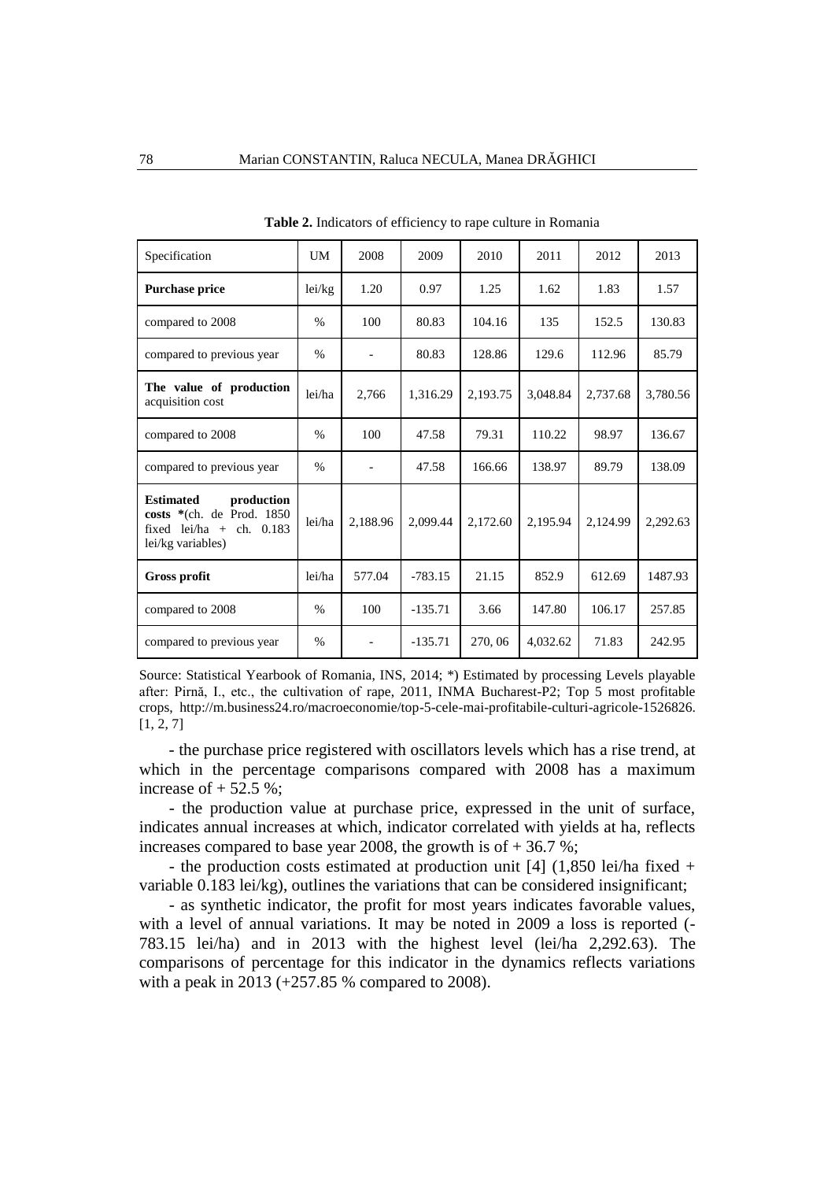**Table 2.** Indicators of efficiency to rape culture in Romania

| Specification | UM | 2008 | 2009 | 2010 | 2011 | 2012 | 2013 |
|---|---|---|---|---|---|---|---|
| **Purchase price** | lei/kg | 1.20 | 0.97 | 1.25 | 1.62 | 1.83 | 1.57 |
| compared to 2008 | % | 100 | 80.83 | 104.16 | 135 | 152.5 | 130.83 |
| compared to previous year | % | - | 80.83 | 128.86 | 129.6 | 112.96 | 85.79 |
| **The value of production** acquisition cost | lei/ha | 2,766 | 1,316.29 | 2,193.75 | 3,048.84 | 2,737.68 | 3,780.56 |
| compared to 2008 | % | 100 | 47.58 | 79.31 | 110.22 | 98.97 | 136.67 |
| compared to previous year | % | - | 47.58 | 166.66 | 138.97 | 89.79 | 138.09 |
| **Estimated production costs** *(ch. de Prod. 1850 fixed lei/ha + ch. 0.183 lei/kg variables) | lei/ha | 2,188.96 | 2,099.44 | 2,172.60 | 2,195.94 | 2,124.99 | 2,292.63 |
| **Gross profit** | lei/ha | 577.04 | -783.15 | 21.15 | 852.9 | 612.69 | 1487.93 |
| compared to 2008 | % | 100 | -135.71 | 3.66 | 147.80 | 106.17 | 257.85 |
| compared to previous year | % | - | -135.71 | 270, 06 | 4,032.62 | 71.83 | 242.95 |

Source: Statistical Yearbook of Romania, INS, 2014; *) Estimated by processing Levels playable after: Pirnă, I., etc., the cultivation of rape, 2011, INMA Bucharest-P2; Top 5 most profitable crops, http://m.business24.ro/macroeconomie/top-5-cele-mai-profitabile-culturi-agricole-1526826. [1, 2, 7]

- the purchase price registered with oscillators levels which has a rise trend, at which in the percentage comparisons compared with 2008 has a maximum increase of + 52.5 %;

- the production value at purchase price, expressed in the unit of surface, indicates annual increases at which, indicator correlated with yields at ha, reflects increases compared to base year 2008, the growth is of + 36.7 %;

- the production costs estimated at production unit [4] (1,850 lei/ha fixed + variable 0.183 lei/kg), outlines the variations that can be considered insignificant;

- as synthetic indicator, the profit for most years indicates favorable values, with a level of annual variations. It may be noted in 2009 a loss is reported (-783.15 lei/ha) and in 2013 with the highest level (lei/ha 2,292.63). The comparisons of percentage for this indicator in the dynamics reflects variations with a peak in 2013 (+257.85 % compared to 2008).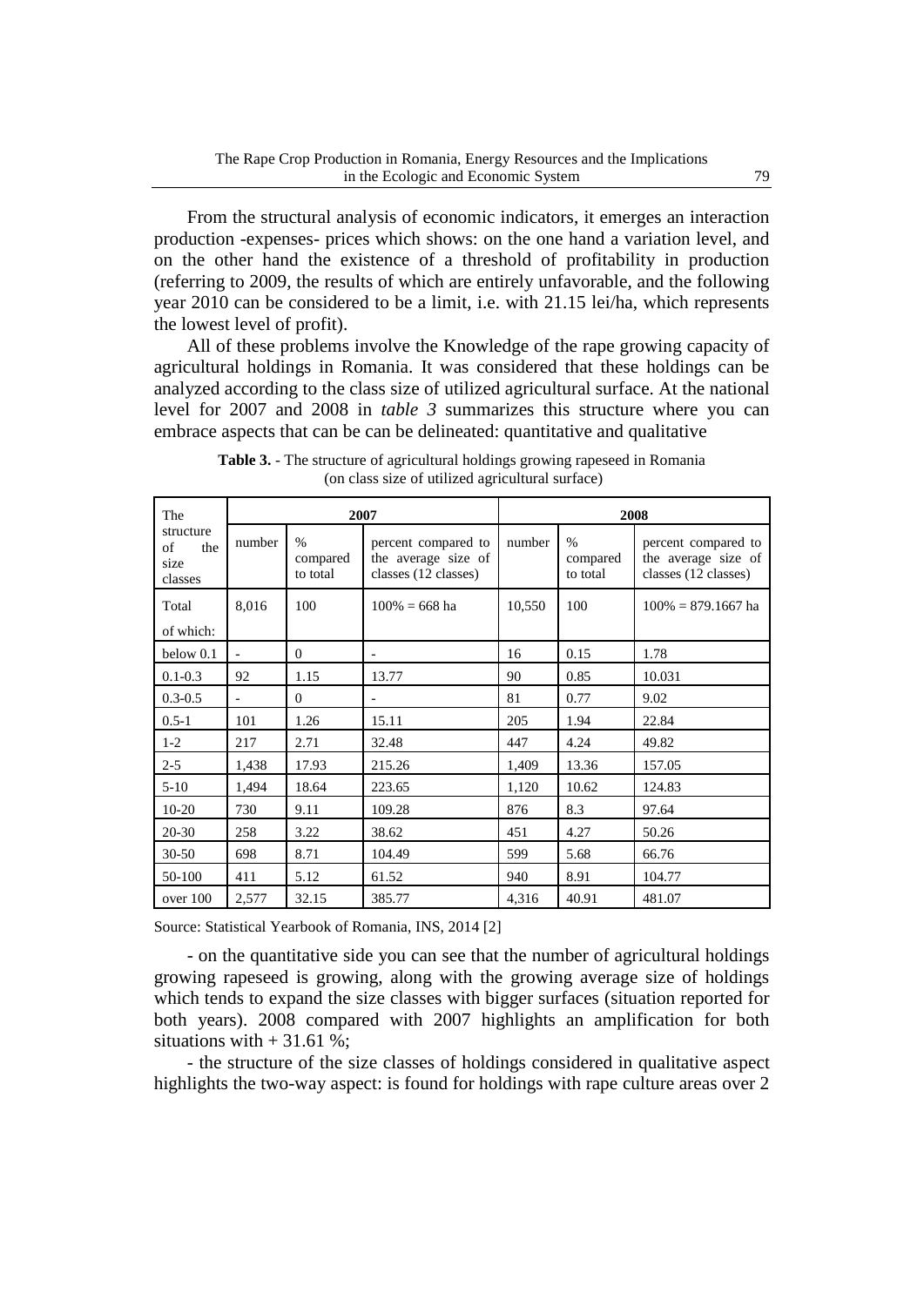From the structural analysis of economic indicators, it emerges an interaction production -expenses- prices which shows: on the one hand a variation level, and on the other hand the existence of a threshold of profitability in production (referring to 2009, the results of which are entirely unfavorable, and the following year 2010 can be considered to be a limit, i.e. with 21.15 lei/ha, which represents the lowest level of profit).

All of these problems involve the Knowledge of the rape growing capacity of agricultural holdings in Romania. It was considered that these holdings can be analyzed according to the class size of utilized agricultural surface. At the national level for 2007 and 2008 in *table 3* summarizes this structure where you can embrace aspects that can be can be delineated: quantitative and qualitative

**Table 3.** - The structure of agricultural holdings growing rapeseed in Romania (on class size of utilized agricultural surface)

| The structure of the size classes | 2007 | | | 2008 | | |
|---|---|---|---|---|---|---|
| | number | % compared to total | percent compared to the average size of classes (12 classes) | number | % compared to total | percent compared to the average size of classes (12 classes) |
| Total<br>of which: | 8,016 | 100 | 100% = 668 ha | 10,550 | 100 | 100% = 879.1667 ha |
| below 0.1 | - | 0 | - | 16 | 0.15 | 1.78 |
| 0.1-0.3 | 92 | 1.15 | 13.77 | 90 | 0.85 | 10.031 |
| 0.3-0.5 | - | 0 | - | 81 | 0.77 | 9.02 |
| 0.5-1 | 101 | 1.26 | 15.11 | 205 | 1.94 | 22.84 |
| 1-2 | 217 | 2.71 | 32.48 | 447 | 4.24 | 49.82 |
| 2-5 | 1,438 | 17.93 | 215.26 | 1,409 | 13.36 | 157.05 |
| 5-10 | 1,494 | 18.64 | 223.65 | 1,120 | 10.62 | 124.83 |
| 10-20 | 730 | 9.11 | 109.28 | 876 | 8.3 | 97.64 |
| 20-30 | 258 | 3.22 | 38.62 | 451 | 4.27 | 50.26 |
| 30-50 | 698 | 8.71 | 104.49 | 599 | 5.68 | 66.76 |
| 50-100 | 411 | 5.12 | 61.52 | 940 | 8.91 | 104.77 |
| over 100 | 2,577 | 32.15 | 385.77 | 4,316 | 40.91 | 481.07 |

Source: Statistical Yearbook of Romania, INS, 2014 [2]

- on the quantitative side you can see that the number of agricultural holdings growing rapeseed is growing, along with the growing average size of holdings which tends to expand the size classes with bigger surfaces (situation reported for both years). 2008 compared with 2007 highlights an amplification for both situations with + 31.61 %;

- the structure of the size classes of holdings considered in qualitative aspect highlights the two-way aspect: is found for holdings with rape culture areas over 2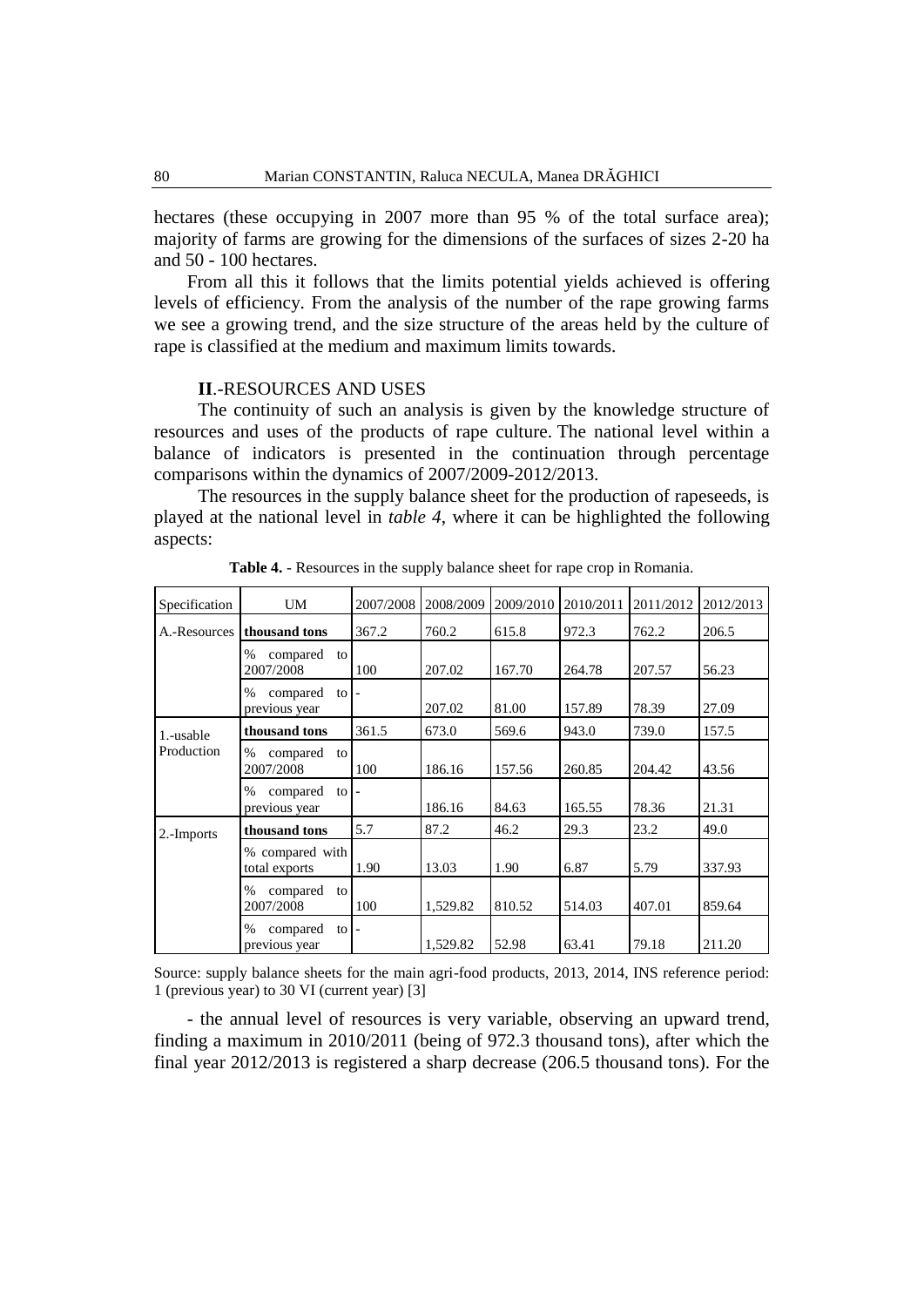hectares (these occupying in 2007 more than 95 % of the total surface area); majority of farms are growing for the dimensions of the surfaces of sizes 2-20 ha and 50 - 100 hectares.

From all this it follows that the limits potential yields achieved is offering levels of efficiency. From the analysis of the number of the rape growing farms we see a growing trend, and the size structure of the areas held by the culture of rape is classified at the medium and maximum limits towards.

## **II**.-RESOURCES AND USES

The continuity of such an analysis is given by the knowledge structure of resources and uses of the products of rape culture. The national level within a balance of indicators is presented in the continuation through percentage comparisons within the dynamics of 2007/2009-2012/2013.

The resources in the supply balance sheet for the production of rapeseeds, is played at the national level in *table 4*, where it can be highlighted the following aspects:

**Table 4.** - Resources in the supply balance sheet for rape crop in Romania.

| Specification | UM | 2007/2008 | 2008/2009 | 2009/2010 | 2010/2011 | 2011/2012 | 2012/2013 |
|---|---|---|---|---|---|---|---|
| A.-Resources | **thousand tons** | 367.2 | 760.2 | 615.8 | 972.3 | 762.2 | 206.5 |
| | % compared to 2007/2008 | 100 | 207.02 | 167.70 | 264.78 | 207.57 | 56.23 |
| | % compared to previous year | - | 207.02 | 81.00 | 157.89 | 78.39 | 27.09 |
| 1.-usable Production | **thousand tons** | 361.5 | 673.0 | 569.6 | 943.0 | 739.0 | 157.5 |
| | % compared to 2007/2008 | 100 | 186.16 | 157.56 | 260.85 | 204.42 | 43.56 |
| | % compared to previous year | - | 186.16 | 84.63 | 165.55 | 78.36 | 21.31 |
| 2.-Imports | **thousand tons** | 5.7 | 87.2 | 46.2 | 29.3 | 23.2 | 49.0 |
| | % compared with total exports | 1.90 | 13.03 | 1.90 | 6.87 | 5.79 | 337.93 |
| | % compared to 2007/2008 | 100 | 1,529.82 | 810.52 | 514.03 | 407.01 | 859.64 |
| | % compared to previous year | - | 1,529.82 | 52.98 | 63.41 | 79.18 | 211.20 |

Source: supply balance sheets for the main agri-food products, 2013, 2014, INS reference period: 1 (previous year) to 30 VI (current year) [3]

- the annual level of resources is very variable, observing an upward trend, finding a maximum in 2010/2011 (being of 972.3 thousand tons), after which the final year 2012/2013 is registered a sharp decrease (206.5 thousand tons). For the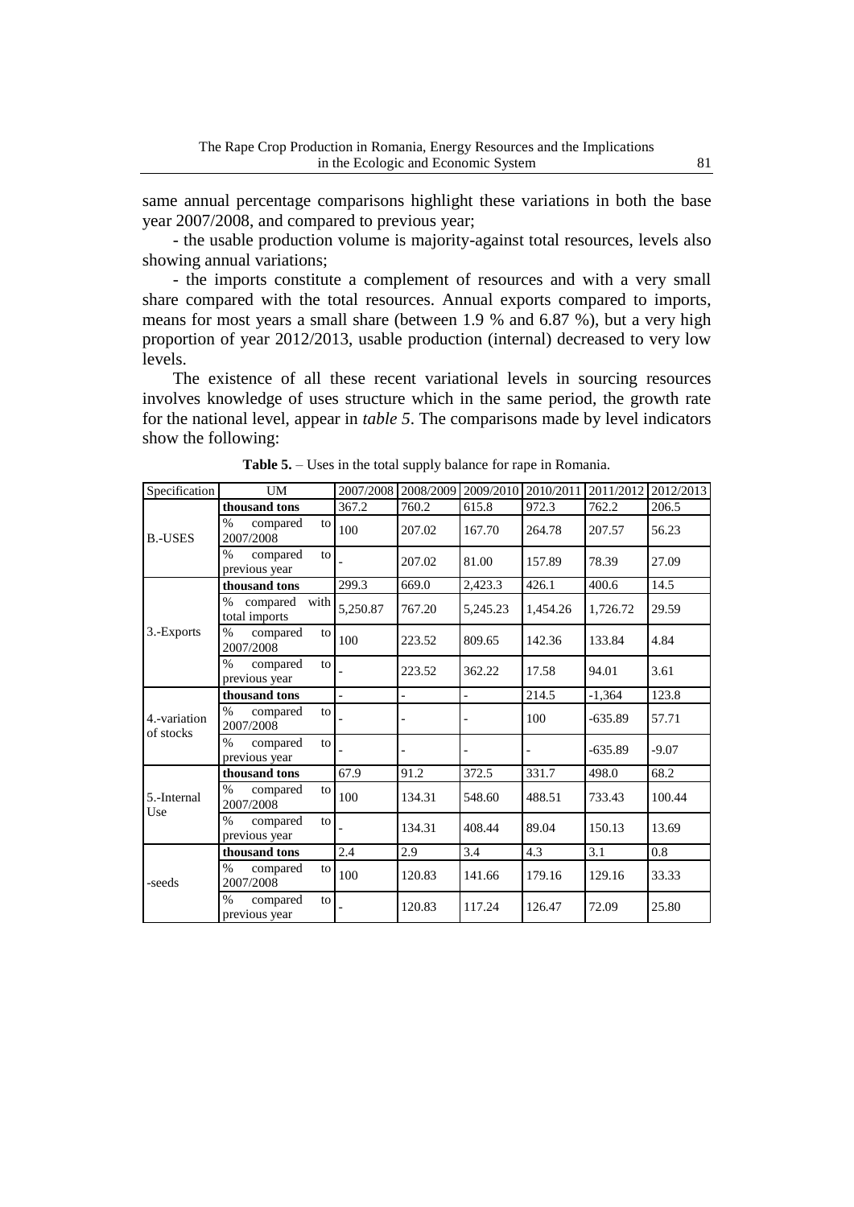same annual percentage comparisons highlight these variations in both the base year 2007/2008, and compared to previous year;

- the usable production volume is majority-against total resources, levels also showing annual variations;

- the imports constitute a complement of resources and with a very small share compared with the total resources. Annual exports compared to imports, means for most years a small share (between 1.9 % and 6.87 %), but a very high proportion of year 2012/2013, usable production (internal) decreased to very low levels.

The existence of all these recent variational levels in sourcing resources involves knowledge of uses structure which in the same period, the growth rate for the national level, appear in *table 5*. The comparisons made by level indicators show the following:

**Table 5.** – Uses in the total supply balance for rape in Romania.

| Specification | UM | 2007/2008 | 2008/2009 | 2009/2010 | 2010/2011 | 2011/2012 | 2012/2013 |
|---|---|---|---|---|---|---|---|
| B.-USES | **thousand tons** | 367.2 | 760.2 | 615.8 | 972.3 | 762.2 | 206.5 |
| | % compared to 2007/2008 | 100 | 207.02 | 167.70 | 264.78 | 207.57 | 56.23 |
| | % compared to previous year | - | 207.02 | 81.00 | 157.89 | 78.39 | 27.09 |
| 3.-Exports | **thousand tons** | 299.3 | 669.0 | 2,423.3 | 426.1 | 400.6 | 14.5 |
| | % compared with total imports | 5,250.87 | 767.20 | 5,245.23 | 1,454.26 | 1,726.72 | 29.59 |
| | % compared to 2007/2008 | 100 | 223.52 | 809.65 | 142.36 | 133.84 | 4.84 |
| | % compared to previous year | - | 223.52 | 362.22 | 17.58 | 94.01 | 3.61 |
| 4.-variation of stocks | **thousand tons** | - | - | - | 214.5 | -1,364 | 123.8 |
| | % compared to 2007/2008 | - | - | - | 100 | -635.89 | 57.71 |
| | % compared to previous year | - | - | - | - | -635.89 | -9.07 |
| 5.-Internal Use | **thousand tons** | 67.9 | 91.2 | 372.5 | 331.7 | 498.0 | 68.2 |
| | % compared to 2007/2008 | 100 | 134.31 | 548.60 | 488.51 | 733.43 | 100.44 |
| | % compared to previous year | - | 134.31 | 408.44 | 89.04 | 150.13 | 13.69 |
| -seeds | **thousand tons** | 2.4 | 2.9 | 3.4 | 4.3 | 3.1 | 0.8 |
| | % compared to 2007/2008 | 100 | 120.83 | 141.66 | 179.16 | 129.16 | 33.33 |
| | % compared to previous year | - | 120.83 | 117.24 | 126.47 | 72.09 | 25.80 |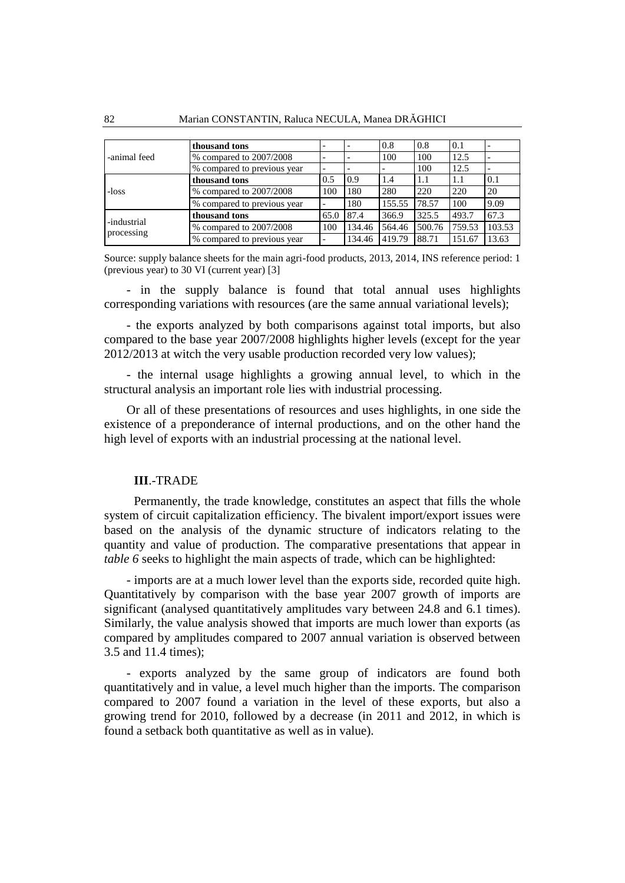| | | | | | | | |
|---|---|---|---|---|---|---|---|
| -animal feed | **thousand tons** | - | - | 0.8 | 0.8 | 0.1 | - |
| | % compared to 2007/2008 | - | - | 100 | 100 | 12.5 | - |
| | % compared to previous year | - | - | - | 100 | 12.5 | - |
| -loss | **thousand tons** | 0.5 | 0.9 | 1.4 | 1.1 | 1.1 | 0.1 |
| | % compared to 2007/2008 | 100 | 180 | 280 | 220 | 220 | 20 |
| | % compared to previous year | - | 180 | 155.55 | 78.57 | 100 | 9.09 |
| -industrial processing | **thousand tons** | 65.0 | 87.4 | 366.9 | 325.5 | 493.7 | 67.3 |
| | % compared to 2007/2008 | 100 | 134.46 | 564.46 | 500.76 | 759.53 | 103.53 |
| | % compared to previous year | - | 134.46 | 419.79 | 88.71 | 151.67 | 13.63 |

Source: supply balance sheets for the main agri-food products, 2013, 2014, INS reference period: 1 (previous year) to 30 VI (current year) [3]

- in the supply balance is found that total annual uses highlights corresponding variations with resources (are the same annual variational levels);

- the exports analyzed by both comparisons against total imports, but also compared to the base year 2007/2008 highlights higher levels (except for the year 2012/2013 at witch the very usable production recorded very low values);

- the internal usage highlights a growing annual level, to which in the structural analysis an important role lies with industrial processing.

Or all of these presentations of resources and uses highlights, in one side the existence of a preponderance of internal productions, and on the other hand the high level of exports with an industrial processing at the national level.

## **III**.-TRADE

Permanently, the trade knowledge, constitutes an aspect that fills the whole system of circuit capitalization efficiency. The bivalent import/export issues were based on the analysis of the dynamic structure of indicators relating to the quantity and value of production. The comparative presentations that appear in *table 6* seeks to highlight the main aspects of trade, which can be highlighted:

- imports are at a much lower level than the exports side, recorded quite high. Quantitatively by comparison with the base year 2007 growth of imports are significant (analysed quantitatively amplitudes vary between 24.8 and 6.1 times). Similarly, the value analysis showed that imports are much lower than exports (as compared by amplitudes compared to 2007 annual variation is observed between 3.5 and 11.4 times);

- exports analyzed by the same group of indicators are found both quantitatively and in value, a level much higher than the imports. The comparison compared to 2007 found a variation in the level of these exports, but also a growing trend for 2010, followed by a decrease (in 2011 and 2012, in which is found a setback both quantitative as well as in value).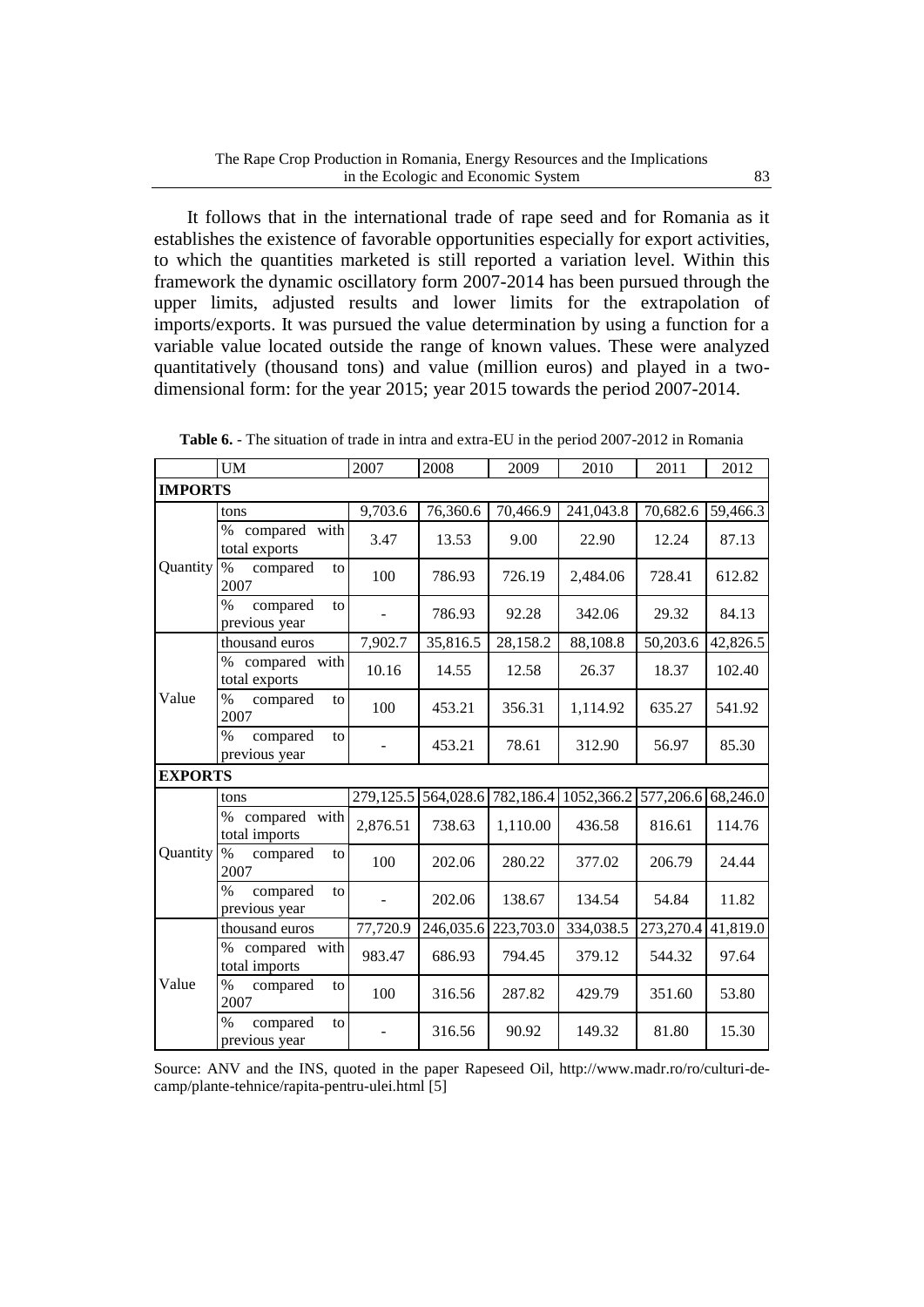It follows that in the international trade of rape seed and for Romania as it establishes the existence of favorable opportunities especially for export activities, to which the quantities marketed is still reported a variation level. Within this framework the dynamic oscillatory form 2007-2014 has been pursued through the upper limits, adjusted results and lower limits for the extrapolation of imports/exports. It was pursued the value determination by using a function for a variable value located outside the range of known values. These were analyzed quantitatively (thousand tons) and value (million euros) and played in a two-dimensional form: for the year 2015; year 2015 towards the period 2007-2014.

**Table 6.** - The situation of trade in intra and extra-EU in the period 2007-2012 in Romania

| | UM | 2007 | 2008 | 2009 | 2010 | 2011 | 2012 |
|---|---|---|---|---|---|---|---|
| **IMPORTS** | | | | | | | |
| Quantity | tons | 9,703.6 | 76,360.6 | 70,466.9 | 241,043.8 | 70,682.6 | 59,466.3 |
| | % compared with total exports | 3.47 | 13.53 | 9.00 | 22.90 | 12.24 | 87.13 |
| | % compared to 2007 | 100 | 786.93 | 726.19 | 2,484.06 | 728.41 | 612.82 |
| | % compared to previous year | - | 786.93 | 92.28 | 342.06 | 29.32 | 84.13 |
| Value | thousand euros | 7,902.7 | 35,816.5 | 28,158.2 | 88,108.8 | 50,203.6 | 42,826.5 |
| | % compared with total exports | 10.16 | 14.55 | 12.58 | 26.37 | 18.37 | 102.40 |
| | % compared to 2007 | 100 | 453.21 | 356.31 | 1,114.92 | 635.27 | 541.92 |
| | % compared to previous year | - | 453.21 | 78.61 | 312.90 | 56.97 | 85.30 |
| **EXPORTS** | | | | | | | |
| Quantity | tons | 279,125.5 | 564,028.6 | 782,186.4 | 1052,366.2 | 577,206.6 | 68,246.0 |
| | % compared with total imports | 2,876.51 | 738.63 | 1,110.00 | 436.58 | 816.61 | 114.76 |
| | % compared to 2007 | 100 | 202.06 | 280.22 | 377.02 | 206.79 | 24.44 |
| | % compared to previous year | - | 202.06 | 138.67 | 134.54 | 54.84 | 11.82 |
| Value | thousand euros | 77,720.9 | 246,035.6 | 223,703.0 | 334,038.5 | 273,270.4 | 41,819.0 |
| | % compared with total imports | 983.47 | 686.93 | 794.45 | 379.12 | 544.32 | 97.64 |
| | % compared to 2007 | 100 | 316.56 | 287.82 | 429.79 | 351.60 | 53.80 |
| | % compared to previous year | - | 316.56 | 90.92 | 149.32 | 81.80 | 15.30 |

Source: ANV and the INS, quoted in the paper Rapeseed Oil, http://www.madr.ro/ro/culturi-de-camp/plante-tehnice/rapita-pentru-ulei.html [5]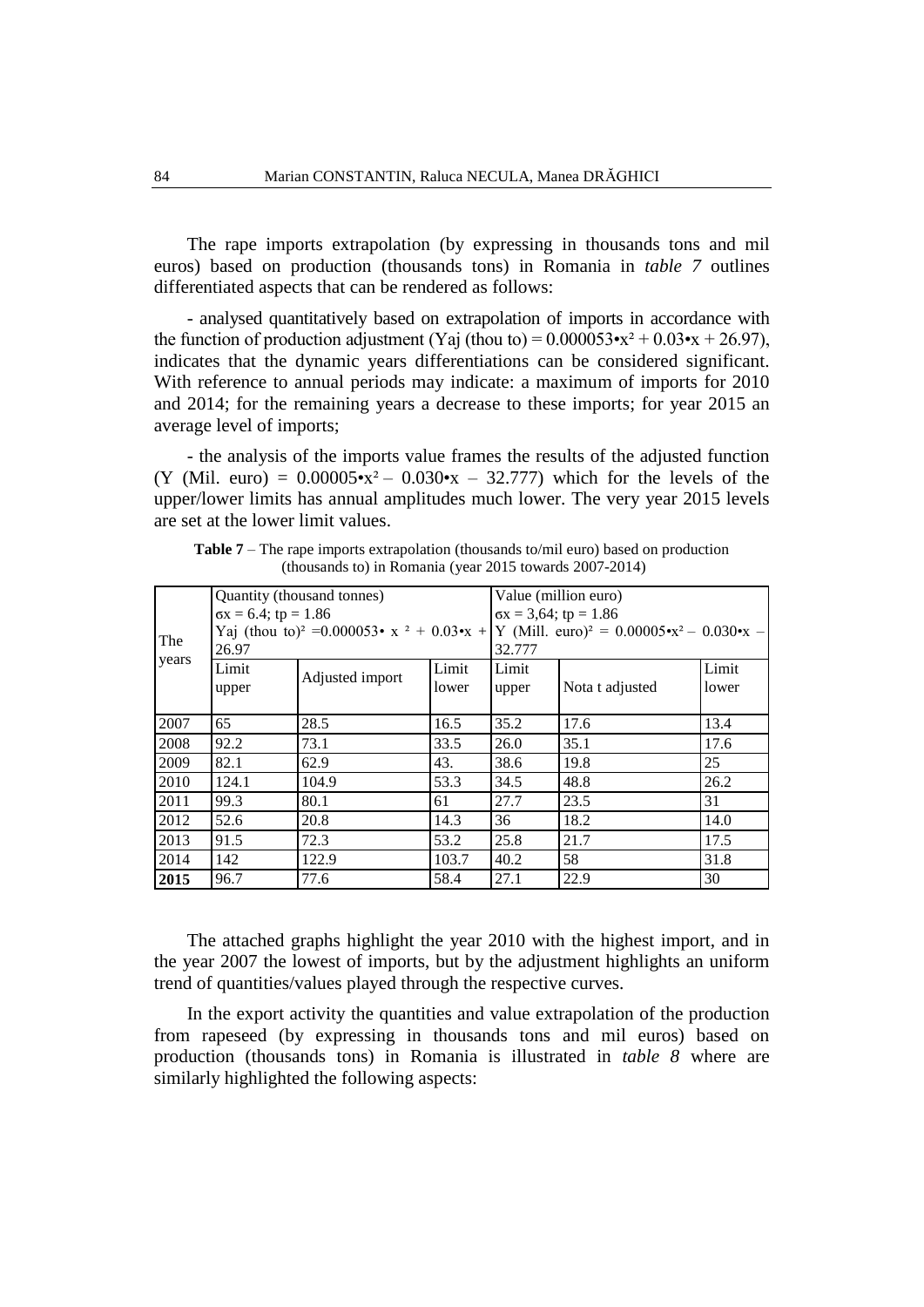The rape imports extrapolation (by expressing in thousands tons and mil euros) based on production (thousands tons) in Romania in *table 7* outlines differentiated aspects that can be rendered as follows:

- analysed quantitatively based on extrapolation of imports in accordance with the function of production adjustment (Yaj (thou to) = $0.000053 \cdot x^2 + 0.03 \cdot x + 26.97$), indicates that the dynamic years differentiations can be considered significant. With reference to annual periods may indicate: a maximum of imports for 2010 and 2014; for the remaining years a decrease to these imports; for year 2015 an average level of imports;

- the analysis of the imports value frames the results of the adjusted function (Y (Mil. euro) = $0.00005 \cdot x^2 - 0.030 \cdot x - 32.777$) which for the levels of the upper/lower limits has annual amplitudes much lower. The very year 2015 levels are set at the lower limit values.

**Table 7** – The rape imports extrapolation (thousands to/mil euro) based on production (thousands to) in Romania (year 2015 towards 2007-2014)

| The years | Quantity (thousand tonnes) $\sigma x = 6.4$; tp = 1.86 Yaj (thou to)$^2$ =$0.000053 \cdot x^2 + 0.03 \cdot x + 26.97$ | | | Value (million euro) $\sigma x = 3{,}64$; tp = 1.86 Y (Mill. euro)$^2$ = $0.00005 \cdot x^2 - 0.030 \cdot x - 32.777$ | | |
|---|---|---|---|---|---|---|
| | Limit upper | Adjusted import | Limit lower | Limit upper | Nota t adjusted | Limit lower |
| 2007 | 65 | 28.5 | 16.5 | 35.2 | 17.6 | 13.4 |
| 2008 | 92.2 | 73.1 | 33.5 | 26.0 | 35.1 | 17.6 |
| 2009 | 82.1 | 62.9 | 43. | 38.6 | 19.8 | 25 |
| 2010 | 124.1 | 104.9 | 53.3 | 34.5 | 48.8 | 26.2 |
| 2011 | 99.3 | 80.1 | 61 | 27.7 | 23.5 | 31 |
| 2012 | 52.6 | 20.8 | 14.3 | 36 | 18.2 | 14.0 |
| 2013 | 91.5 | 72.3 | 53.2 | 25.8 | 21.7 | 17.5 |
| 2014 | 142 | 122.9 | 103.7 | 40.2 | 58 | 31.8 |
| **2015** | 96.7 | 77.6 | 58.4 | 27.1 | 22.9 | 30 |

The attached graphs highlight the year 2010 with the highest import, and in the year 2007 the lowest of imports, but by the adjustment highlights an uniform trend of quantities/values played through the respective curves.

In the export activity the quantities and value extrapolation of the production from rapeseed (by expressing in thousands tons and mil euros) based on production (thousands tons) in Romania is illustrated in *table 8* where are similarly highlighted the following aspects: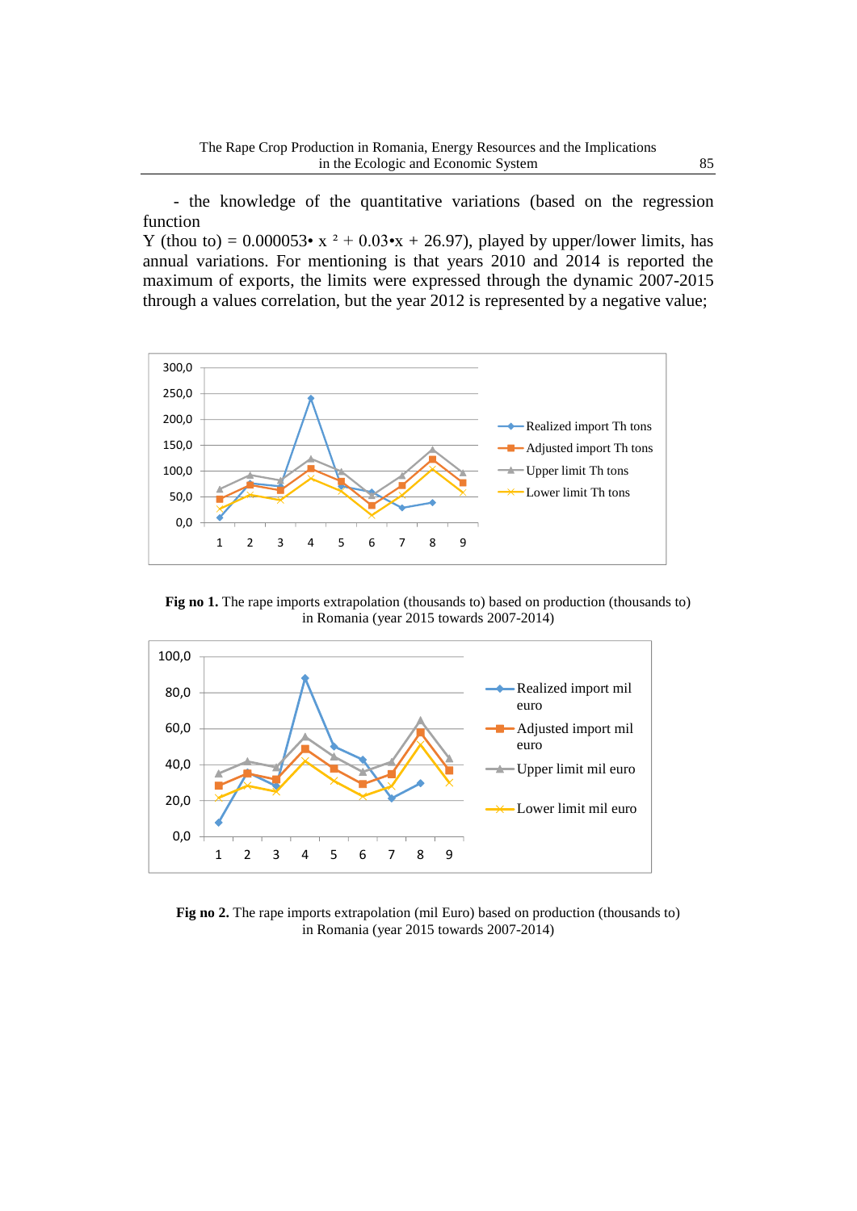- the knowledge of the quantitative variations (based on the regression function

Y (thou to) = $0.000053 \cdot x^2 + 0.03 \cdot x + 26.97$), played by upper/lower limits, has annual variations. For mentioning is that years 2010 and 2014 is reported the maximum of exports, the limits were expressed through the dynamic 2007-2015 through a values correlation, but the year 2012 is represented by a negative value;

**Fig no 1.** The rape imports extrapolation (thousands to) based on production (thousands to) in Romania (year 2015 towards 2007-2014)

**Fig no 2.** The rape imports extrapolation (mil Euro) based on production (thousands to) in Romania (year 2015 towards 2007-2014)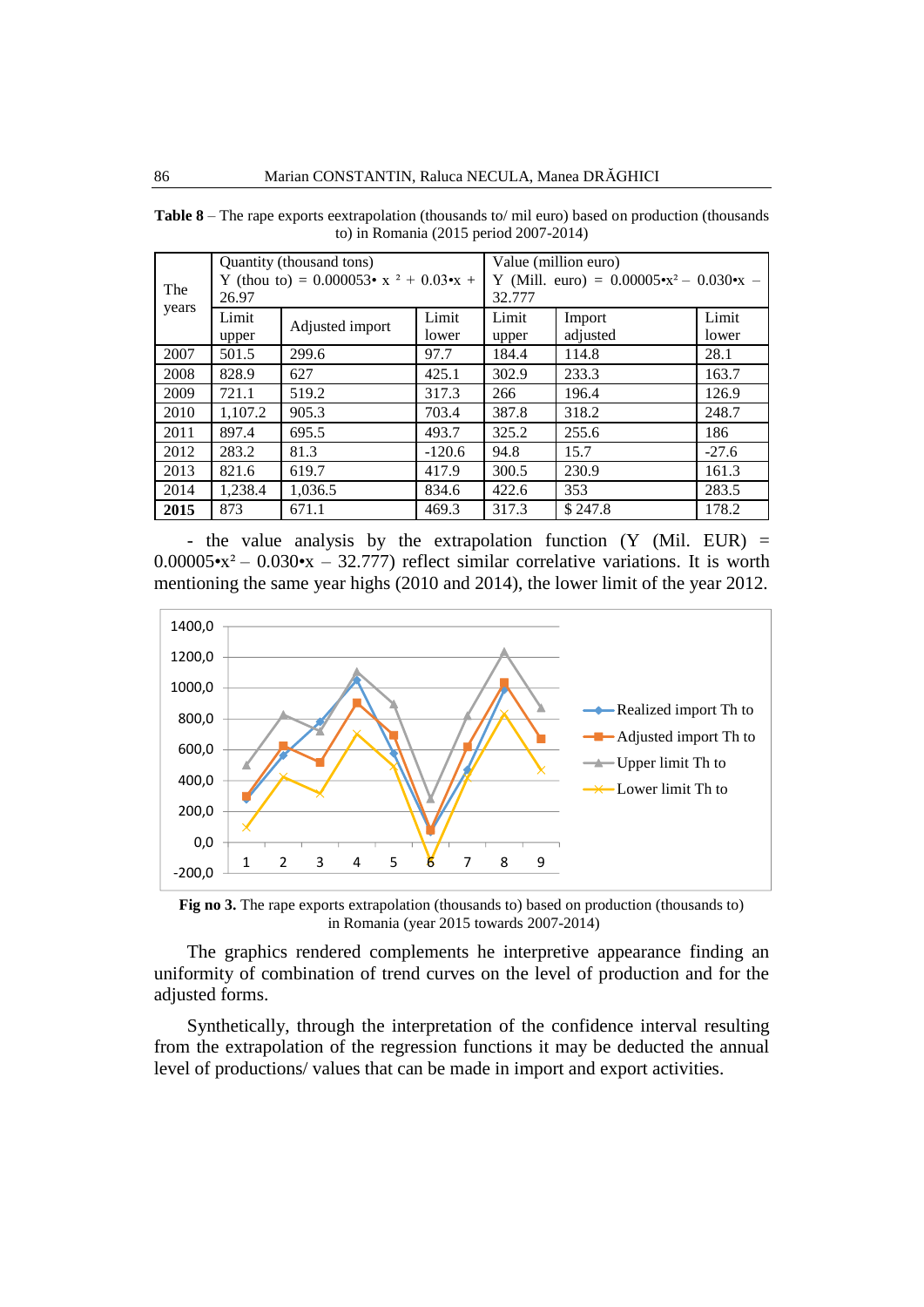**Table 8** – The rape exports eextrapolation (thousands to/ mil euro) based on production (thousands to) in Romania (2015 period 2007-2014)

| The years | Quantity (thousand tons) Y (thou to) = $0.000053 \cdot x^2 + 0.03 \cdot x + 26.97$ | | | Value (million euro) Y (Mill. euro) = $0.00005 \cdot x^2 - 0.030 \cdot x - 32.777$ | | |
|---|---|---|---|---|---|---|
| | Limit upper | Adjusted import | Limit lower | Limit upper | Import adjusted | Limit lower |
| 2007 | 501.5 | 299.6 | 97.7 | 184.4 | 114.8 | 28.1 |
| 2008 | 828.9 | 627 | 425.1 | 302.9 | 233.3 | 163.7 |
| 2009 | 721.1 | 519.2 | 317.3 | 266 | 196.4 | 126.9 |
| 2010 | 1,107.2 | 905.3 | 703.4 | 387.8 | 318.2 | 248.7 |
| 2011 | 897.4 | 695.5 | 493.7 | 325.2 | 255.6 | 186 |
| 2012 | 283.2 | 81.3 | -120.6 | 94.8 | 15.7 | -27.6 |
| 2013 | 821.6 | 619.7 | 417.9 | 300.5 | 230.9 | 161.3 |
| 2014 | 1,238.4 | 1,036.5 | 834.6 | 422.6 | 353 | 283.5 |
| **2015** | 873 | 671.1 | 469.3 | 317.3 | $ 247.8 | 178.2 |

- the value analysis by the extrapolation function (Y (Mil. EUR) = $0.00005 \cdot x^2 - 0.030 \cdot x - 32.777$) reflect similar correlative variations. It is worth mentioning the same year highs (2010 and 2014), the lower limit of the year 2012.

**Fig no 3.** The rape exports extrapolation (thousands to) based on production (thousands to) in Romania (year 2015 towards 2007-2014)

The graphics rendered complements he interpretive appearance finding an uniformity of combination of trend curves on the level of production and for the adjusted forms.

Synthetically, through the interpretation of the confidence interval resulting from the extrapolation of the regression functions it may be deducted the annual level of productions/ values that can be made in import and export activities.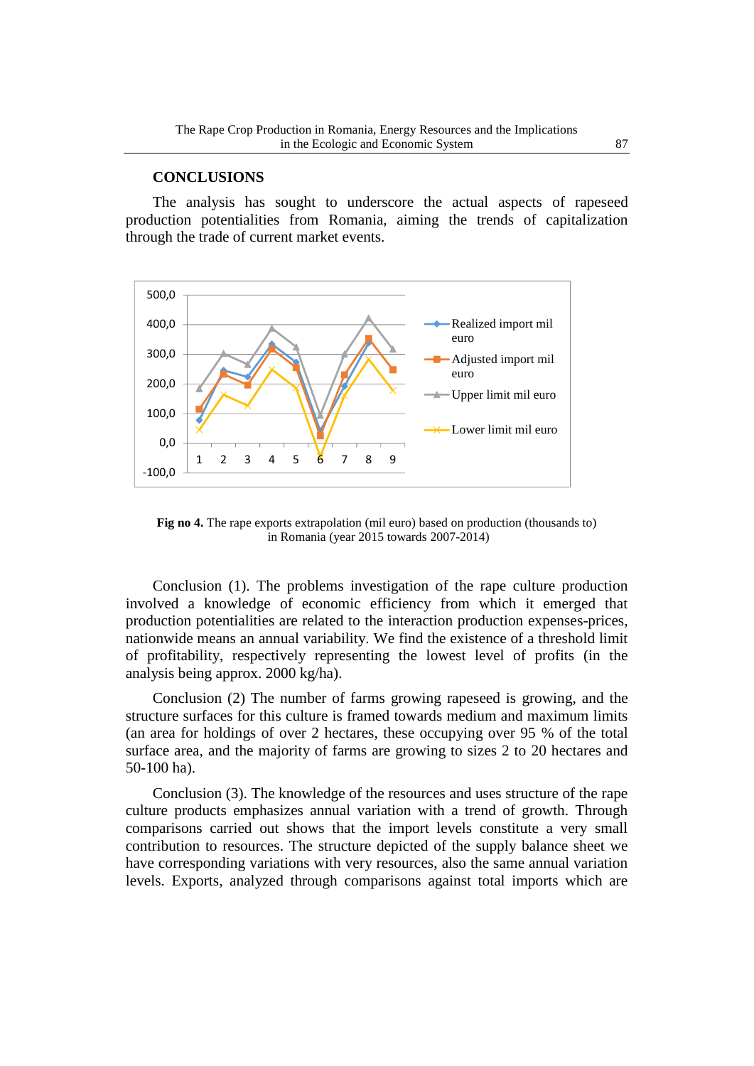## CONCLUSIONS

The analysis has sought to underscore the actual aspects of rapeseed production potentialities from Romania, aiming the trends of capitalization through the trade of current market events.

**Fig no 4.** The rape exports extrapolation (mil euro) based on production (thousands to) in Romania (year 2015 towards 2007-2014)

Conclusion (1). The problems investigation of the rape culture production involved a knowledge of economic efficiency from which it emerged that production potentialities are related to the interaction production expenses-prices, nationwide means an annual variability. We find the existence of a threshold limit of profitability, respectively representing the lowest level of profits (in the analysis being approx. 2000 kg/ha).

Conclusion (2) The number of farms growing rapeseed is growing, and the structure surfaces for this culture is framed towards medium and maximum limits (an area for holdings of over 2 hectares, these occupying over 95 % of the total surface area, and the majority of farms are growing to sizes 2 to 20 hectares and 50-100 ha).

Conclusion (3). The knowledge of the resources and uses structure of the rape culture products emphasizes annual variation with a trend of growth. Through comparisons carried out shows that the import levels constitute a very small contribution to resources. The structure depicted of the supply balance sheet we have corresponding variations with very resources, also the same annual variation levels. Exports, analyzed through comparisons against total imports which are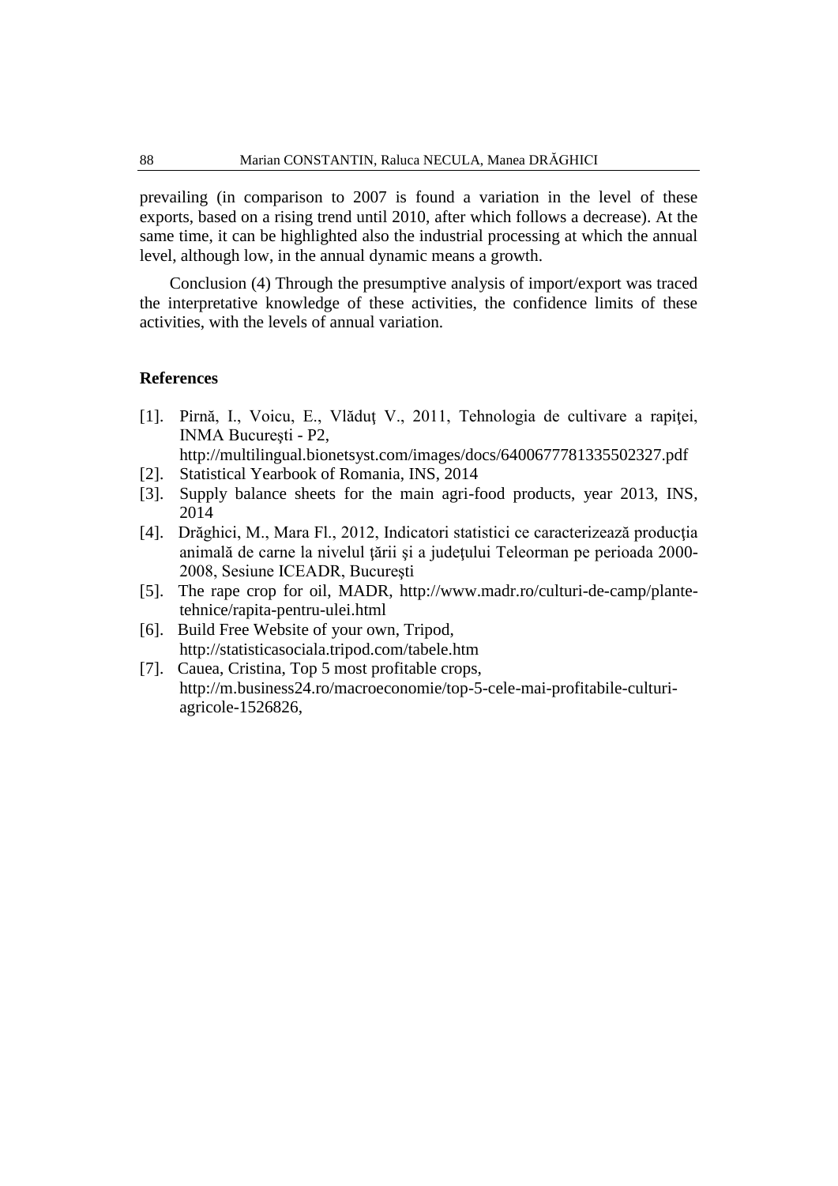prevailing (in comparison to 2007 is found a variation in the level of these exports, based on a rising trend until 2010, after which follows a decrease). At the same time, it can be highlighted also the industrial processing at which the annual level, although low, in the annual dynamic means a growth.

Conclusion (4) Through the presumptive analysis of import/export was traced the interpretative knowledge of these activities, the confidence limits of these activities, with the levels of annual variation.

## References

[1]. Pirnă, I., Voicu, E., Vlăduţ V., 2011, Tehnologia de cultivare a rapiţei, INMA Bucureşti - P2, http://multilingual.bionetsyst.com/images/docs/6400677781335502327.pdf

[2]. Statistical Yearbook of Romania, INS, 2014

[3]. Supply balance sheets for the main agri-food products, year 2013, INS, 2014

[4]. Drăghici, M., Mara Fl., 2012, Indicatori statistici ce caracterizează producţia animală de carne la nivelul ţării şi a judeţului Teleorman pe perioada 2000-2008, Sesiune ICEADR, Bucureşti

[5]. The rape crop for oil, MADR, http://www.madr.ro/culturi-de-camp/plante-tehnice/rapita-pentru-ulei.html

[6]. Build Free Website of your own, Tripod, http://statisticasociala.tripod.com/tabele.htm

[7]. Cauea, Cristina, Top 5 most profitable crops, http://m.business24.ro/macroeconomie/top-5-cele-mai-profitabile-culturi-agricole-1526826,